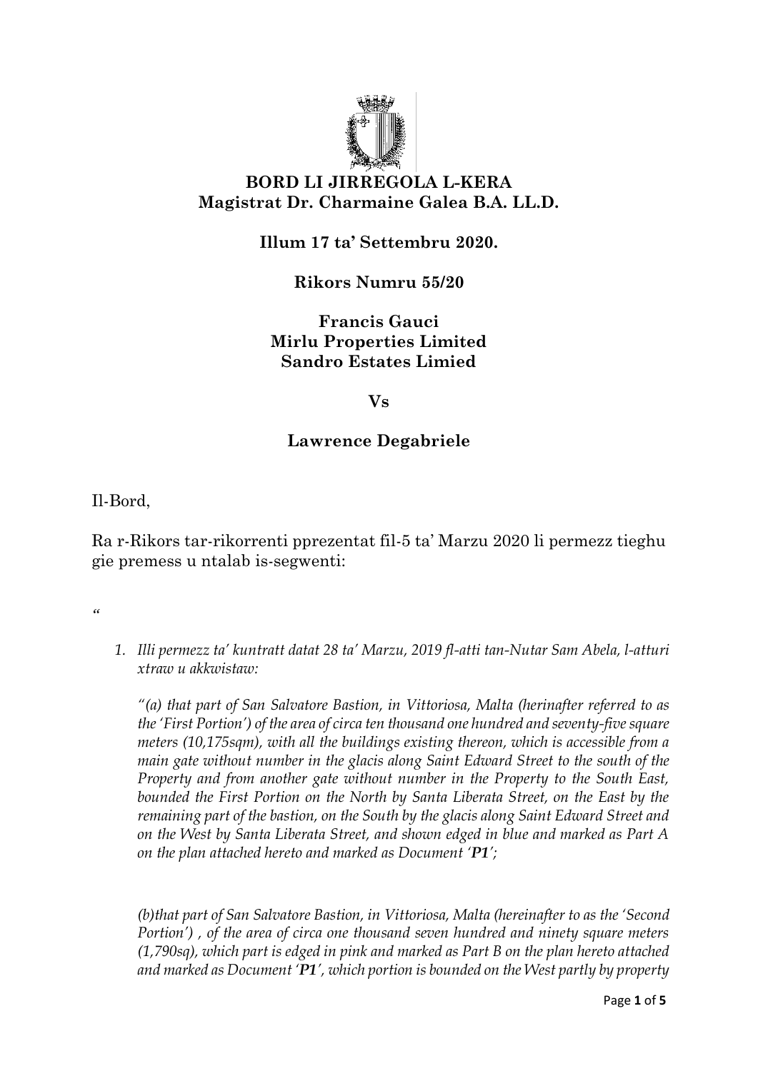**BORD LI JIRREGOLA L-KERA**
**Magistrat Dr. Charmaine Galea B.A. LL.D.**

**Illum 17 ta' Settembru 2020.**

**Rikors Numru 55/20**

**Francis Gauci**
**Mirlu Properties Limited**
**Sandro Estates Limied**

**Vs**

**Lawrence Degabriele**

Il-Bord,

Ra r-Rikors tar-rikorrenti pprezentat fil-5 ta' Marzu 2020 li permezz tieghu gie premess u ntalab is-segwenti:

"

1. *Illi permezz ta' kuntratt datat 28 ta' Marzu, 2019 fl-atti tan-Nutar Sam Abela, l-atturi xtraw u akkwistaw:*

   *"(a) that part of San Salvatore Bastion, in Vittoriosa, Malta (herinafter referred to as the 'First Portion') of the area of circa ten thousand one hundred and seventy-five square meters (10,175sqm), with all the buildings existing thereon, which is accessible from a main gate without number in the glacis along Saint Edward Street to the south of the Property and from another gate without number in the Property to the South East, bounded the First Portion on the North by Santa Liberata Street, on the East by the remaining part of the bastion, on the South by the glacis along Saint Edward Street and on the West by Santa Liberata Street, and shown edged in blue and marked as Part A on the plan attached hereto and marked as Document '**P1**';*

   *(b)that part of San Salvatore Bastion, in Vittoriosa, Malta (hereinafter to as the 'Second Portion') , of the area of circa one thousand seven hundred and ninety square meters (1,790sq), which part is edged in pink and marked as Part B on the plan hereto attached and marked as Document '**P1**', which portion is bounded on the West partly by property*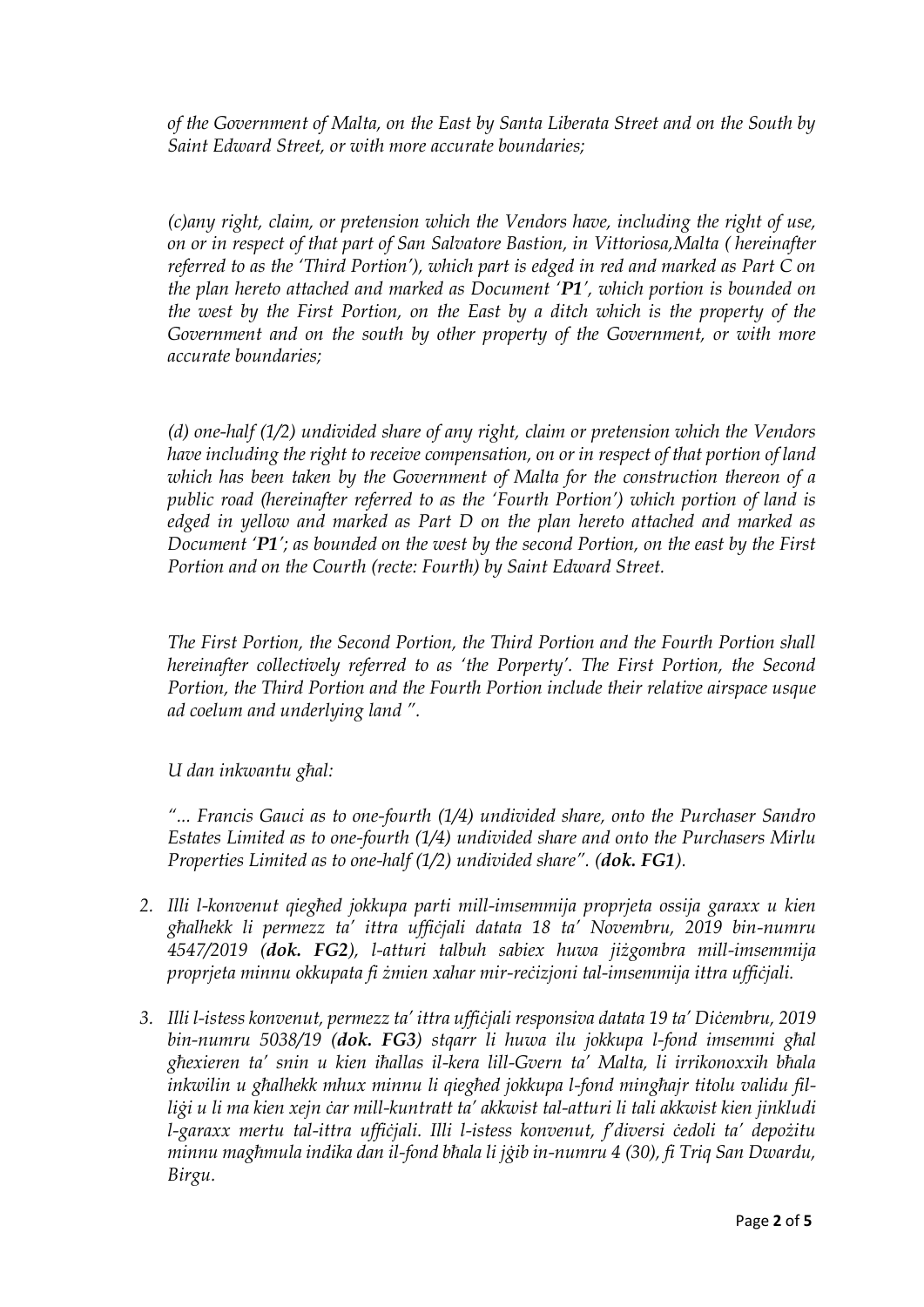*of the Government of Malta, on the East by Santa Liberata Street and on the South by Saint Edward Street, or with more accurate boundaries;*

*(c)any right, claim, or pretension which the Vendors have, including the right of use, on or in respect of that part of San Salvatore Bastion, in Vittoriosa,Malta ( hereinafter referred to as the 'Third Portion'), which part is edged in red and marked as Part C on the plan hereto attached and marked as Document '**P1**', which portion is bounded on the west by the First Portion, on the East by a ditch which is the property of the Government and on the south by other property of the Government, or with more accurate boundaries;*

*(d) one-half (1/2) undivided share of any right, claim or pretension which the Vendors have including the right to receive compensation, on or in respect of that portion of land which has been taken by the Government of Malta for the construction thereon of a public road (hereinafter referred to as the 'Fourth Portion') which portion of land is edged in yellow and marked as Part D on the plan hereto attached and marked as Document '**P1**'; as bounded on the west by the second Portion, on the east by the First Portion and on the Courth (recte: Fourth) by Saint Edward Street.*

*The First Portion, the Second Portion, the Third Portion and the Fourth Portion shall hereinafter collectively referred to as 'the Porperty'. The First Portion, the Second Portion, the Third Portion and the Fourth Portion include their relative airspace usque ad coelum and underlying land ".*

*U dan inkwantu għal:*

*"... Francis Gauci as to one-fourth (1/4) undivided share, onto the Purchaser Sandro Estates Limited as to one-fourth (1/4) undivided share and onto the Purchasers Mirlu Properties Limited as to one-half (1/2) undivided share". (**dok. FG1**).*

2. *Illi l-konvenut qiegħed jokkupa parti mill-imsemmija proprjeta ossija garaxx u kien għalhekk li permezz ta' ittra uffiċjali datata 18 ta' Novembru, 2019 bin-numru 4547/2019 (**dok. FG2**), l-atturi talbuh sabiex huwa jiżgombra mill-imsemmija proprjeta minnu okkupata fi żmien xahar mir-reċizjoni tal-imsemmija ittra uffiċjali.*

3. *Illi l-istess konvenut, permezz ta' ittra uffiċjali responsiva datata 19 ta' Diċembru, 2019 bin-numru 5038/19 (**dok. FG3**) stqarr li huwa ilu jokkupa l-fond imsemmi għal għexieren ta' snin u kien iħallas il-kera lill-Gvern ta' Malta, li irrikonoxxih bħala inkwilin u għalhekk mhux minnu li qiegħed jokkupa l-fond mingħajr titolu validu fil-liġi u li ma kien xejn ċar mill-kuntratt ta' akkwist tal-atturi li tali akkwist kien jinkludi l-garaxx mertu tal-ittra uffiċjali. Illi l-istess konvenut, f'diversi ċedoli ta' depożitu minnu magħmula indika dan il-fond bħala li jġib in-numru 4 (30), fi Triq San Dwardu, Birgu.*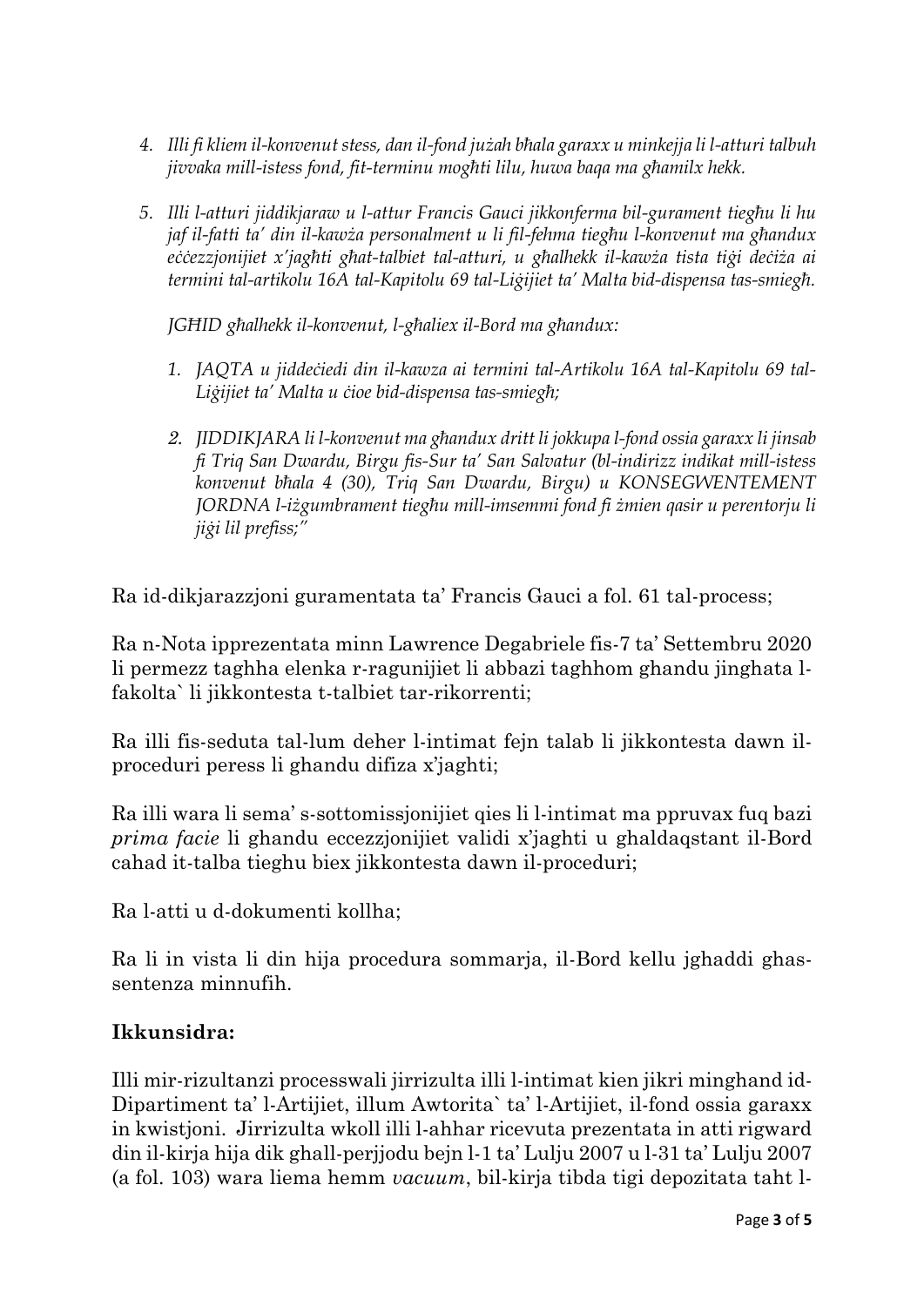4. *Illi fi kliem il-konvenut stess, dan il-fond jużah bħala garaxx u minkejja li l-atturi talbuh jivvaka mill-istess fond, fit-terminu mogħti lilu, huwa baqa ma għamilx hekk.*

5. *Illi l-atturi jiddikjaraw u l-attur Francis Gauci jikkonferma bil-gurament tiegħu li hu jaf il-fatti ta' din il-kawża personalment u li fil-fehma tiegħu l-konvenut ma għandux eċċezzjonijiet x'jagħti għat-talbiet tal-atturi, u għalhekk il-kawża tista tiġi deċiża ai termini tal-artikolu 16A tal-Kapitolu 69 tal-Liġijiet ta' Malta bid-dispensa tas-smiegħ.*

   *JGĦID għalhekk il-konvenut, l-għaliex il-Bord ma għandux:*

   1. *JAQTA u jiddeċiedi din il-kawza ai termini tal-Artikolu 16A tal-Kapitolu 69 tal-Liġijiet ta' Malta u ċioe bid-dispensa tas-smiegħ;*

   2. *JIDDIKJARA li l-konvenut ma għandux dritt li jokkupa l-fond ossia garaxx li jinsab fi Triq San Dwardu, Birgu fis-Sur ta' San Salvatur (bl-indirizz indikat mill-istess konvenut bħala 4 (30), Triq San Dwardu, Birgu) u KONSEGWENTEMENT JORDNA l-iżgumbrament tiegħu mill-imsemmi fond fi żmien qasir u perentorju li jiġi lil prefiss;"*

Ra id-dikjarazzjoni guramentata ta' Francis Gauci a fol. 61 tal-process;

Ra n-Nota ipprezentata minn Lawrence Degabriele fis-7 ta' Settembru 2020 li permezz taghha elenka r-ragunijiet li abbazi taghhom ghandu jinghata l-fakolta` li jikkontesta t-talbiet tar-rikorrenti;

Ra illi fis-seduta tal-lum deher l-intimat fejn talab li jikkontesta dawn il-proceduri peress li ghandu difiza x'jaghti;

Ra illi wara li sema' s-sottomissjonijiet qies li l-intimat ma ppruvax fuq bazi *prima facie* li ghandu eccezzjonijiet validi x'jaghti u ghaldaqstant il-Bord cahad it-talba tieghu biex jikkontesta dawn il-proceduri;

Ra l-atti u d-dokumenti kollha;

Ra li in vista li din hija procedura sommarja, il-Bord kellu jghaddi ghas-sentenza minnufih.

**Ikkunsidra:**

Illi mir-rizultanzi processwali jirrizulta illi l-intimat kien jikri minghand id-Dipartiment ta' l-Artijiet, illum Awtorita` ta' l-Artijiet, il-fond ossia garaxx in kwistjoni. Jirrizulta wkoll illi l-ahhar ricevuta prezentata in atti rigward din il-kirja hija dik ghall-perjjodu bejn l-1 ta' Lulju 2007 u l-31 ta' Lulju 2007 (a fol. 103) wara liema hemm *vacuum*, bil-kirja tibda tigi depozitata taht l-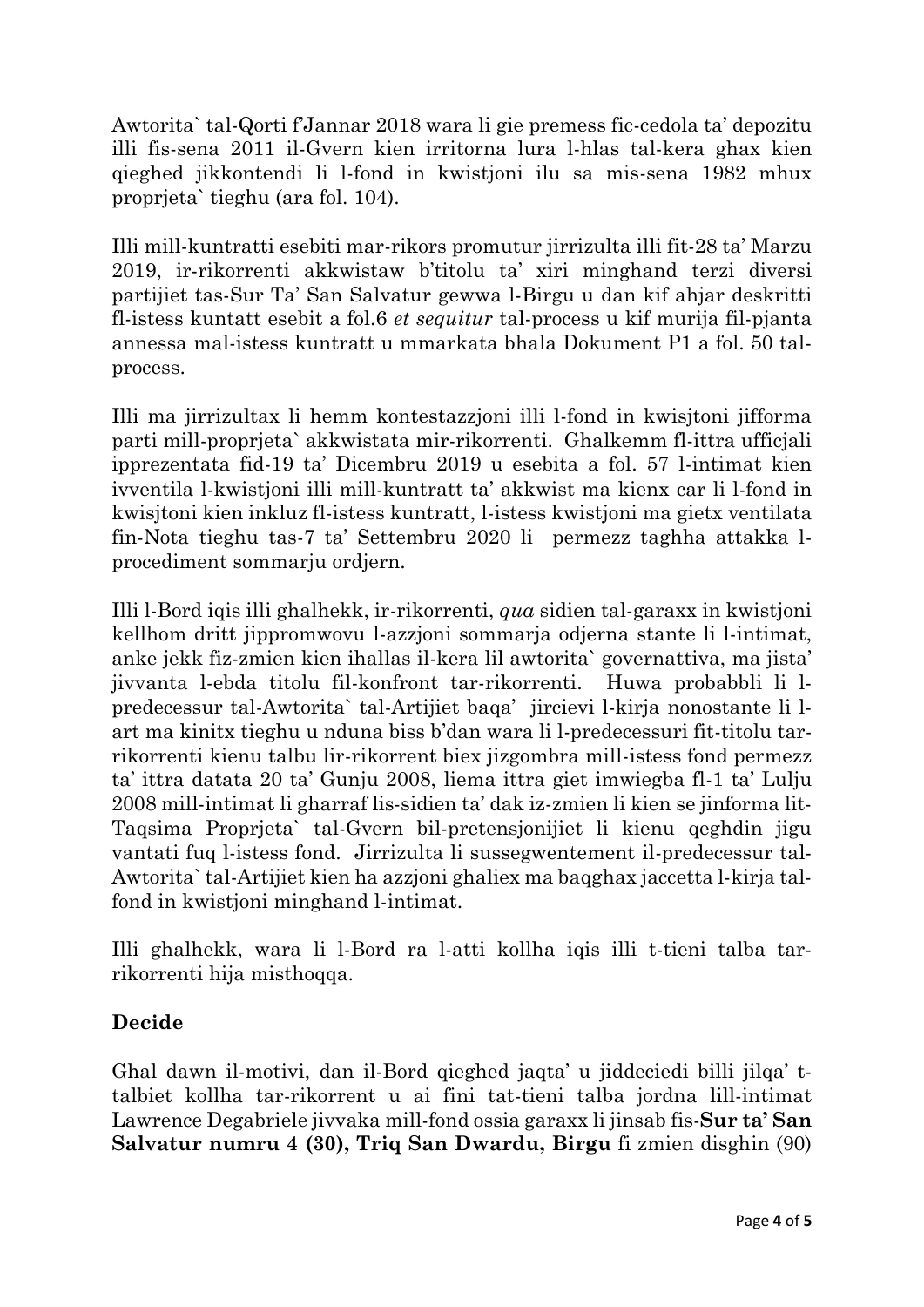Awtorita` tal-Qorti f'Jannar 2018 wara li gie premess fic-cedola ta' depozitu illi fis-sena 2011 il-Gvern kien irritorna lura l-hlas tal-kera ghax kien qieghed jikkontendi li l-fond in kwistjoni ilu sa mis-sena 1982 mhux proprjeta` tieghu (ara fol. 104).

Illi mill-kuntratti esebiti mar-rikors promutur jirrizulta illi fit-28 ta' Marzu 2019, ir-rikorrenti akkwistaw b'titolu ta' xiri minghand terzi diversi partijiet tas-Sur Ta' San Salvatur gewwa l-Birgu u dan kif ahjar deskritti fl-istess kuntatt esebit a fol.6 *et sequitur* tal-process u kif murija fil-pjanta annessa mal-istess kuntratt u mmarkata bhala Dokument P1 a fol. 50 tal-process.

Illi ma jirrizultax li hemm kontestazzjoni illi l-fond in kwisjtoni jifforma parti mill-proprjeta` akkwistata mir-rikorrenti. Ghalkemm fl-ittra ufficjali ipprezentata fid-19 ta' Dicembru 2019 u esebita a fol. 57 l-intimat kien ivventila l-kwistjoni illi mill-kuntratt ta' akkwist ma kienx car li l-fond in kwisjtoni kien inkluz fl-istess kuntratt, l-istess kwistjoni ma gietx ventilata fin-Nota tieghu tas-7 ta' Settembru 2020 li permezz taghha attakka l-procediment sommarju ordjern.

Illi l-Bord iqis illi ghalhekk, ir-rikorrenti, *qua* sidien tal-garaxx in kwistjoni kellhom dritt jippromwovu l-azzjoni sommarja odjerna stante li l-intimat, anke jekk fiz-zmien kien ihallas il-kera lil awtorita` governattiva, ma jista' jivvanta l-ebda titolu fil-konfront tar-rikorrenti. Huwa probabbli li l-predecessur tal-Awtorita` tal-Artijiet baqa' jircievi l-kirja nonostante li l-art ma kinitx tieghu u nduna biss b'dan wara li l-predecessuri fit-titolu tar-rikorrenti kienu talbu lir-rikorrent biex jizgombra mill-istess fond permezz ta' ittra datata 20 ta' Gunju 2008, liema ittra giet imwiegba fl-1 ta' Lulju 2008 mill-intimat li gharraf lis-sidien ta' dak iz-zmien li kien se jinforma lit-Taqsima Proprjeta` tal-Gvern bil-pretensjonijiet li kienu qeghdin jigu vantati fuq l-istess fond. Jirrizulta li sussegwentement il-predecessur tal-Awtorita` tal-Artijiet kien ha azzjoni ghaliex ma baqghax jaccetta l-kirja tal-fond in kwistjoni minghand l-intimat.

Illi ghalhekk, wara li l-Bord ra l-atti kollha iqis illi t-tieni talba tar-rikorrenti hija misthoqqa.

**Decide**

Ghal dawn il-motivi, dan il-Bord qieghed jaqta' u jiddeciedi billi jilqa' t-talbiet kollha tar-rikorrent u ai fini tat-tieni talba jordna lill-intimat Lawrence Degabriele jivvaka mill-fond ossia garaxx li jinsab fis-**Sur ta' San Salvatur numru 4 (30), Triq San Dwardu, Birgu** fi zmien disghin (90)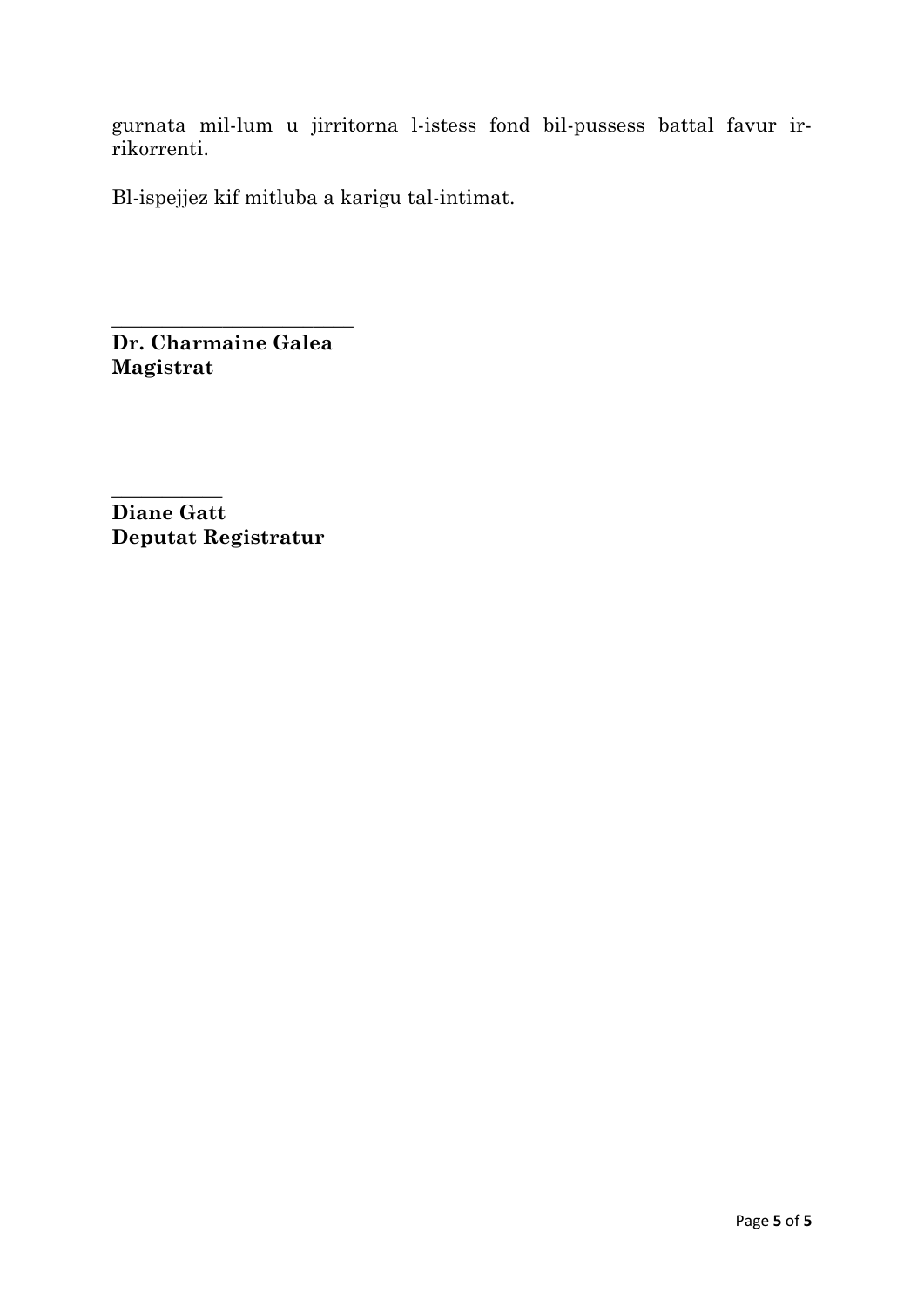gurnata mil-lum u jirritorna l-istess fond bil-pussess battal favur ir-rikorrenti.

Bl-ispejjez kif mitluba a karigu tal-intimat.

\_\_\_\_\_\_\_\_\_\_\_\_\_\_\_\_\_\_\_\_\_\_\_\_

**Dr. Charmaine Galea**
**Magistrat**

\_\_\_\_\_\_\_\_\_\_\_

**Diane Gatt**
**Deputat Registratur**